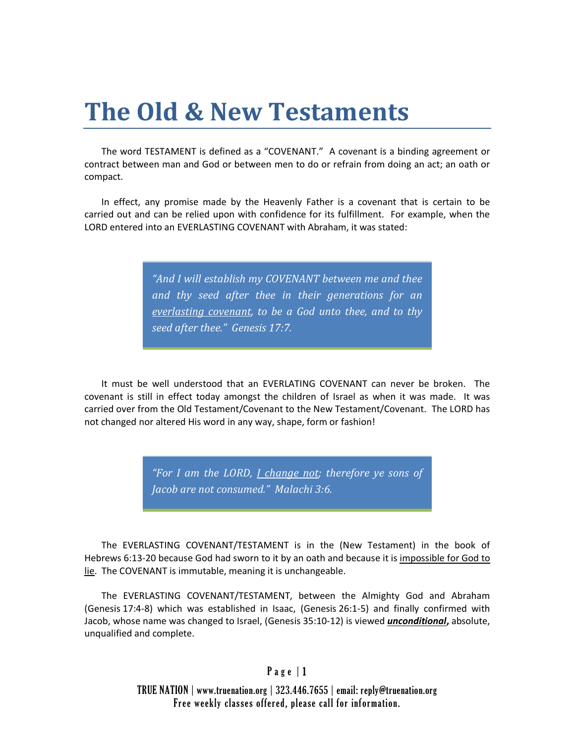# The Old & New Testaments

The word TESTAMENT is defined as a "COVENANT." A covenant is a binding agreement or contract between man and God or between men to do or refrain from doing an act; an oath or compact.

In effect, any promise made by the Heavenly Father is a covenant that is certain to be carried out and can be relied upon with confidence for its fulfillment. For example, when the LORD entered into an EVERLASTING COVENANT with Abraham, it was stated:

> *"And I will establish my COVENANT between me and thee and thy seed after thee in their generations for an <u>everlasting covenant</u>, to be a God unto thee, and to thy seed after thee." Genesis 17:7.*

It must be well understood that an EVERLATING COVENANT can never be broken. The covenant is still in effect today amongst the children of Israel as when it was made. It was carried over from the Old Testament/Covenant to the New Testament/Covenant. The LORD has not changed nor altered His word in any way, shape, form or fashion!

> *"For I am the LORD, <u>I change not</u>; therefore ye sons of Jacob are not consumed." Malachi 3:6.*

The EVERLASTING COVENANT/TESTAMENT is in the (New Testament) in the book of Hebrews 6:13-20 because God had sworn to it by an oath and because it is <u>impossible for God to lie</u>. The COVENANT is immutable, meaning it is unchangeable.

The EVERLASTING COVENANT/TESTAMENT, between the Almighty God and Abraham (Genesis 17:4-8) which was established in Isaac, (Genesis 26:1-5) and finally confirmed with Jacob, whose name was changed to Israel, (Genesis 35:10-12) is viewed ***<u>unconditional</u>*****,** absolute, unqualified and complete.

TRUE NATION | www.truenation.org | 323.446.7655 | email: reply@truenation.org
Free weekly classes offered, please call for information.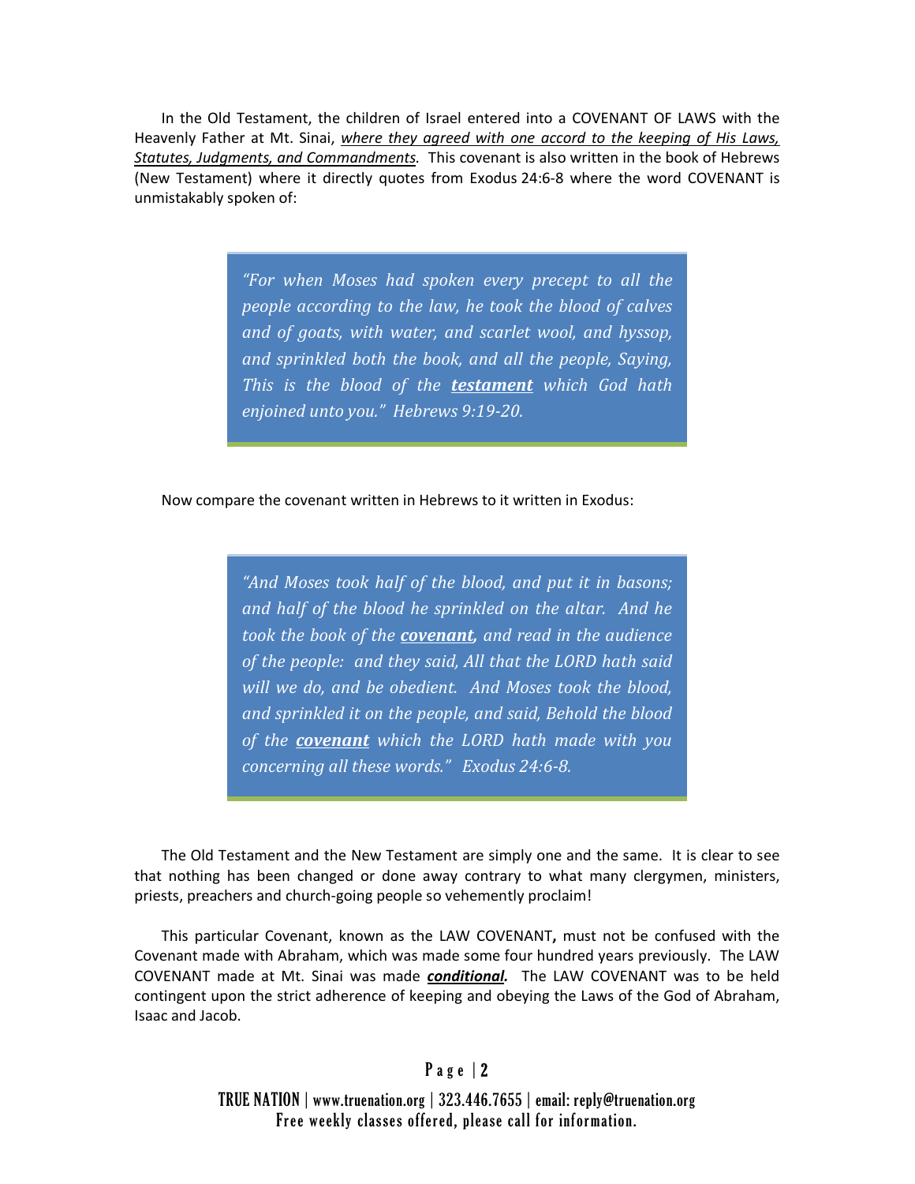In the Old Testament, the children of Israel entered into a COVENANT OF LAWS with the Heavenly Father at Mt. Sinai, <u>*where they agreed with one accord to the keeping of His Laws, Statutes, Judgments, and Commandments.*</u> This covenant is also written in the book of Hebrews (New Testament) where it directly quotes from Exodus 24:6-8 where the word COVENANT is unmistakably spoken of:

> *"For when Moses had spoken every precept to all the people according to the law, he took the blood of calves and of goats, with water, and scarlet wool, and hyssop, and sprinkled both the book, and all the people, Saying, This is the blood of the **<u>testament</u>** which God hath enjoined unto you." Hebrews 9:19-20.*

Now compare the covenant written in Hebrews to it written in Exodus:

> *"And Moses took half of the blood, and put it in basons; and half of the blood he sprinkled on the altar. And he took the book of the **<u>covenant</u>**, and read in the audience of the people: and they said, All that the LORD hath said will we do, and be obedient. And Moses took the blood, and sprinkled it on the people, and said, Behold the blood of the **<u>covenant</u>** which the LORD hath made with you concerning all these words." Exodus 24:6-8.*

The Old Testament and the New Testament are simply one and the same. It is clear to see that nothing has been changed or done away contrary to what many clergymen, ministers, priests, preachers and church-going people so vehemently proclaim!

This particular Covenant, known as the LAW COVENANT**,** must not be confused with the Covenant made with Abraham, which was made some four hundred years previously. The LAW COVENANT made at Mt. Sinai was made ***<u>conditional</u>.*** The LAW COVENANT was to be held contingent upon the strict adherence of keeping and obeying the Laws of the God of Abraham, Isaac and Jacob.

TRUE NATION | www.truenation.org | 323.446.7655 | email: reply@truenation.org
Free weekly classes offered, please call for information.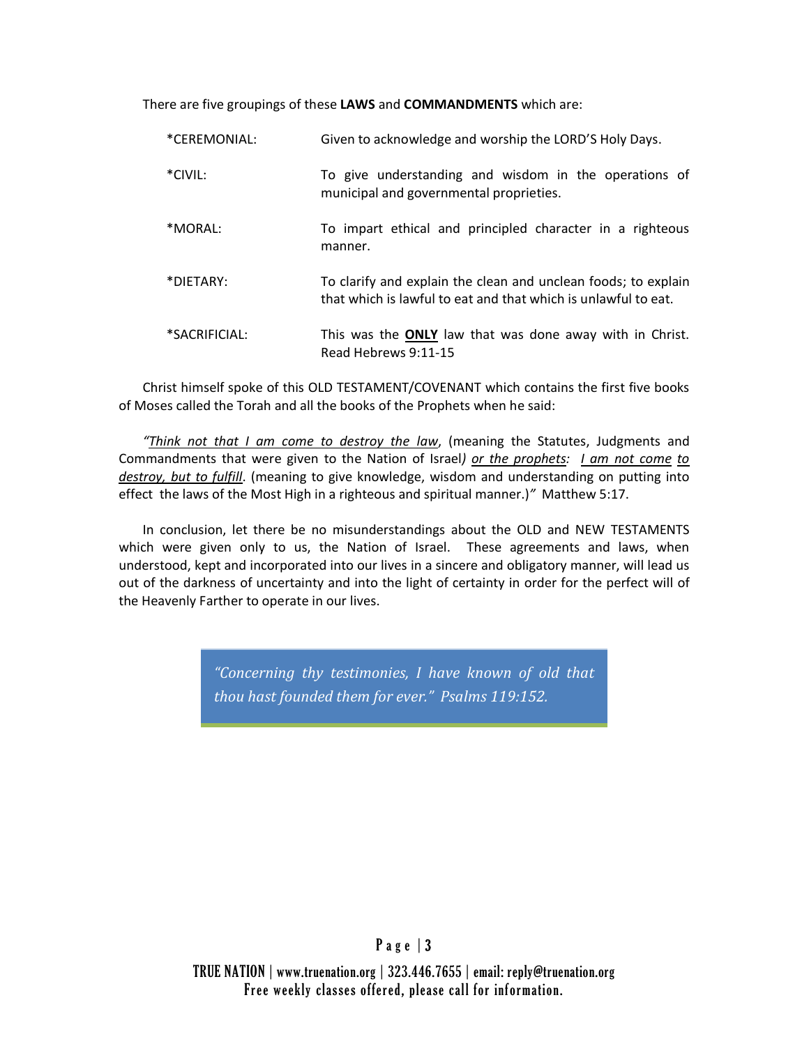There are five groupings of these **LAWS** and **COMMANDMENTS** which are:

| | |
|---|---|
| *CEREMONIAL: | Given to acknowledge and worship the LORD'S Holy Days. |
| *CIVIL: | To give understanding and wisdom in the operations of municipal and governmental proprieties. |
| *MORAL: | To impart ethical and principled character in a righteous manner. |
| *DIETARY: | To clarify and explain the clean and unclean foods; to explain that which is lawful to eat and that which is unlawful to eat. |
| *SACRIFICIAL: | This was the <u>**ONLY**</u> law that was done away with in Christ. Read Hebrews 9:11-15 |

Christ himself spoke of this OLD TESTAMENT/COVENANT which contains the first five books of Moses called the Torah and all the books of the Prophets when he said:

*"<u>Think not that I am come to destroy the law</u>*, (meaning the Statutes, Judgments and Commandments that were given to the Nation of Israel*) <u>or the prophets</u>: <u>I am not come</u> <u>to destroy, but to fulfill</u>*. (meaning to give knowledge, wisdom and understanding on putting into effect the laws of the Most High in a righteous and spiritual manner.)*"* Matthew 5:17.

In conclusion, let there be no misunderstandings about the OLD and NEW TESTAMENTS which were given only to us, the Nation of Israel. These agreements and laws, when understood, kept and incorporated into our lives in a sincere and obligatory manner, will lead us out of the darkness of uncertainty and into the light of certainty in order for the perfect will of the Heavenly Farther to operate in our lives.

> *"Concerning thy testimonies, I have known of old that thou hast founded them for ever." Psalms 119:152.*

TRUE NATION | www.truenation.org | 323.446.7655 | email: reply@truenation.org
Free weekly classes offered, please call for information.